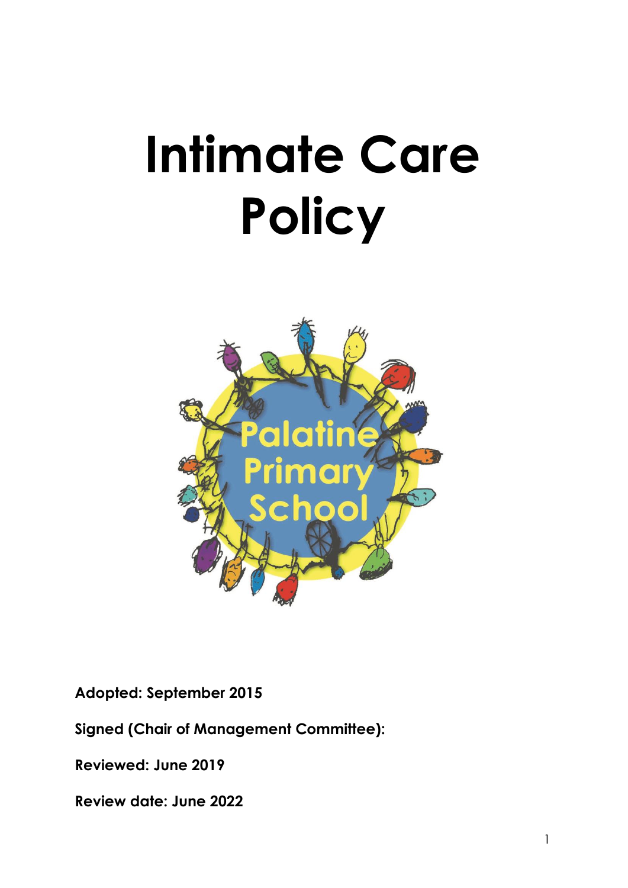# Intimate Care Policy

Palatine Primary School

**Adopted: September 2015**

**Signed (Chair of Management Committee):**

**Reviewed: June 2019**

**Review date: June 2022**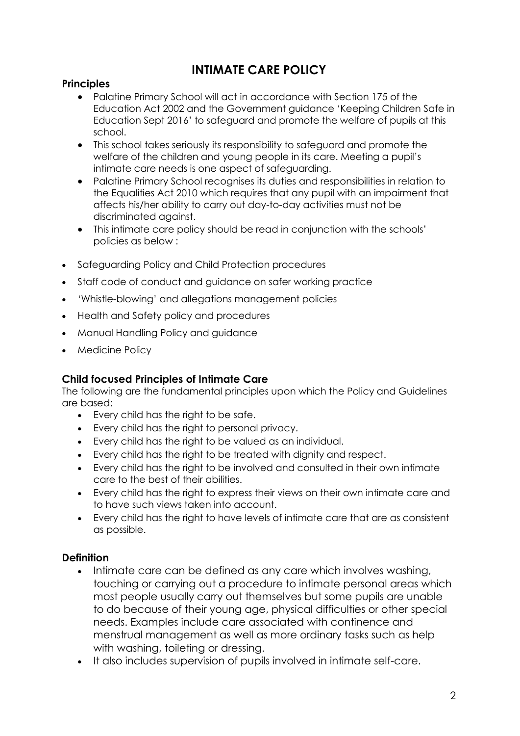# INTIMATE CARE POLICY

## Principles

- Palatine Primary School will act in accordance with Section 175 of the Education Act 2002 and the Government guidance 'Keeping Children Safe in Education Sept 2016' to safeguard and promote the welfare of pupils at this school.
- This school takes seriously its responsibility to safeguard and promote the welfare of the children and young people in its care. Meeting a pupil's intimate care needs is one aspect of safeguarding.
- Palatine Primary School recognises its duties and responsibilities in relation to the Equalities Act 2010 which requires that any pupil with an impairment that affects his/her ability to carry out day-to-day activities must not be discriminated against.
- This intimate care policy should be read in conjunction with the schools' policies as below :

- Safeguarding Policy and Child Protection procedures
- Staff code of conduct and guidance on safer working practice
- 'Whistle-blowing' and allegations management policies
- Health and Safety policy and procedures
- Manual Handling Policy and guidance
- Medicine Policy

## Child focused Principles of Intimate Care

The following are the fundamental principles upon which the Policy and Guidelines are based:

- Every child has the right to be safe.
- Every child has the right to personal privacy.
- Every child has the right to be valued as an individual.
- Every child has the right to be treated with dignity and respect.
- Every child has the right to be involved and consulted in their own intimate care to the best of their abilities.
- Every child has the right to express their views on their own intimate care and to have such views taken into account.
- Every child has the right to have levels of intimate care that are as consistent as possible.

## Definition

- Intimate care can be defined as any care which involves washing, touching or carrying out a procedure to intimate personal areas which most people usually carry out themselves but some pupils are unable to do because of their young age, physical difficulties or other special needs. Examples include care associated with continence and menstrual management as well as more ordinary tasks such as help with washing, toileting or dressing.
- It also includes supervision of pupils involved in intimate self-care.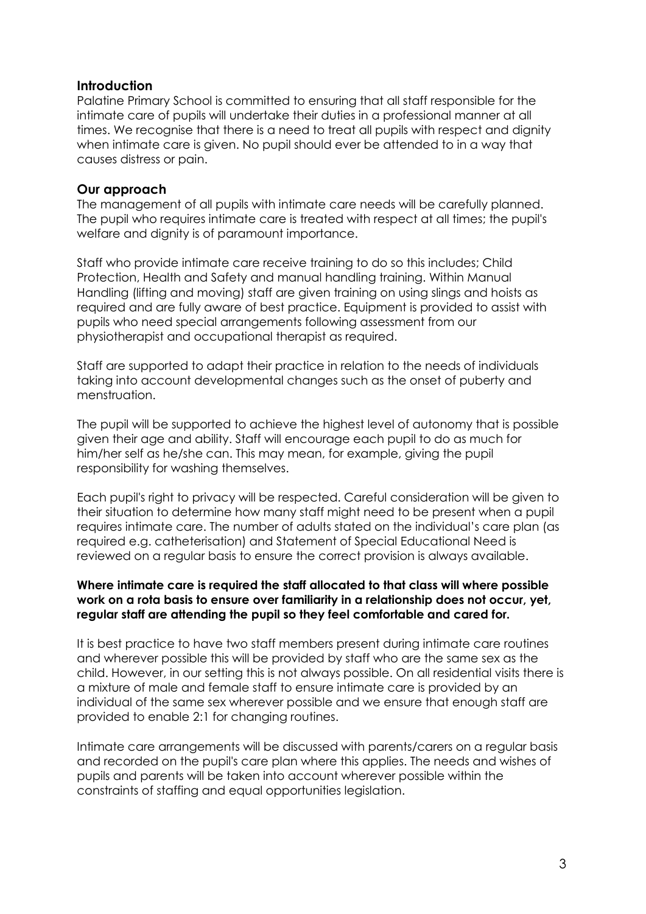## Introduction

Palatine Primary School is committed to ensuring that all staff responsible for the intimate care of pupils will undertake their duties in a professional manner at all times. We recognise that there is a need to treat all pupils with respect and dignity when intimate care is given. No pupil should ever be attended to in a way that causes distress or pain.

## Our approach

The management of all pupils with intimate care needs will be carefully planned. The pupil who requires intimate care is treated with respect at all times; the pupil's welfare and dignity is of paramount importance.

Staff who provide intimate care receive training to do so this includes; Child Protection, Health and Safety and manual handling training. Within Manual Handling (lifting and moving) staff are given training on using slings and hoists as required and are fully aware of best practice. Equipment is provided to assist with pupils who need special arrangements following assessment from our physiotherapist and occupational therapist as required.

Staff are supported to adapt their practice in relation to the needs of individuals taking into account developmental changes such as the onset of puberty and menstruation.

The pupil will be supported to achieve the highest level of autonomy that is possible given their age and ability. Staff will encourage each pupil to do as much for him/her self as he/she can. This may mean, for example, giving the pupil responsibility for washing themselves.

Each pupil's right to privacy will be respected. Careful consideration will be given to their situation to determine how many staff might need to be present when a pupil requires intimate care. The number of adults stated on the individual's care plan (as required e.g. catheterisation) and Statement of Special Educational Need is reviewed on a regular basis to ensure the correct provision is always available.

**Where intimate care is required the staff allocated to that class will where possible work on a rota basis to ensure over familiarity in a relationship does not occur, yet, regular staff are attending the pupil so they feel comfortable and cared for.**

It is best practice to have two staff members present during intimate care routines and wherever possible this will be provided by staff who are the same sex as the child. However, in our setting this is not always possible. On all residential visits there is a mixture of male and female staff to ensure intimate care is provided by an individual of the same sex wherever possible and we ensure that enough staff are provided to enable 2:1 for changing routines.

Intimate care arrangements will be discussed with parents/carers on a regular basis and recorded on the pupil's care plan where this applies. The needs and wishes of pupils and parents will be taken into account wherever possible within the constraints of staffing and equal opportunities legislation.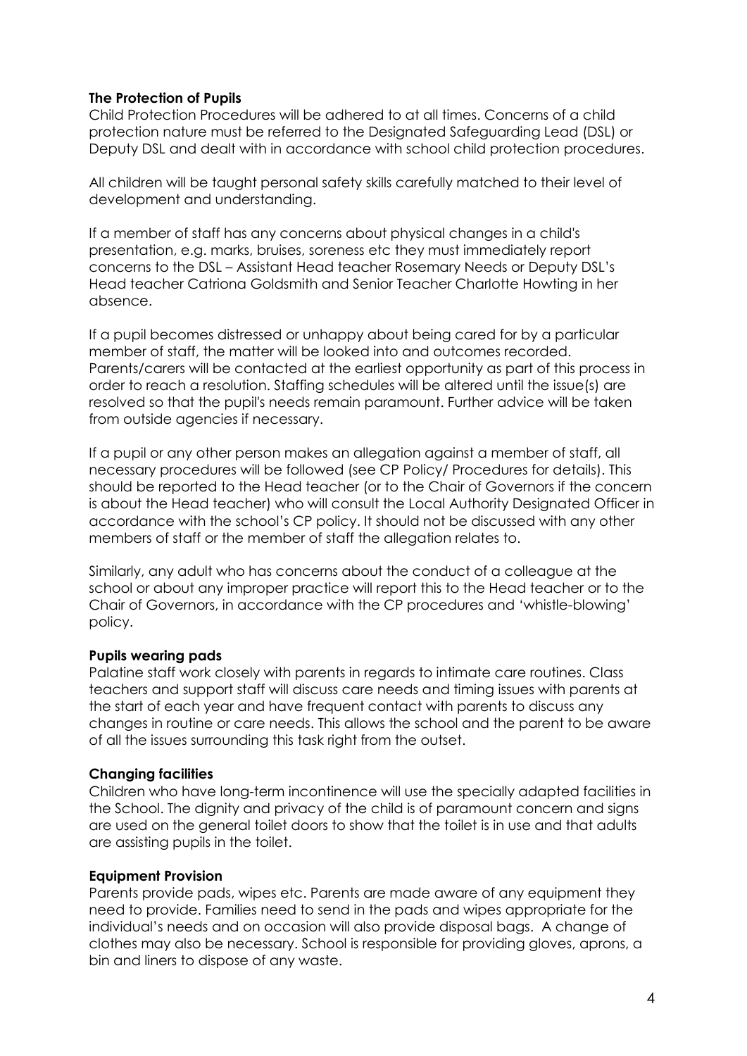**The Protection of Pupils**

Child Protection Procedures will be adhered to at all times. Concerns of a child protection nature must be referred to the Designated Safeguarding Lead (DSL) or Deputy DSL and dealt with in accordance with school child protection procedures.

All children will be taught personal safety skills carefully matched to their level of development and understanding.

If a member of staff has any concerns about physical changes in a child's presentation, e.g. marks, bruises, soreness etc they must immediately report concerns to the DSL – Assistant Head teacher Rosemary Needs or Deputy DSL's Head teacher Catriona Goldsmith and Senior Teacher Charlotte Howting in her absence.

If a pupil becomes distressed or unhappy about being cared for by a particular member of staff, the matter will be looked into and outcomes recorded. Parents/carers will be contacted at the earliest opportunity as part of this process in order to reach a resolution. Staffing schedules will be altered until the issue(s) are resolved so that the pupil's needs remain paramount. Further advice will be taken from outside agencies if necessary.

If a pupil or any other person makes an allegation against a member of staff, all necessary procedures will be followed (see CP Policy/ Procedures for details). This should be reported to the Head teacher (or to the Chair of Governors if the concern is about the Head teacher) who will consult the Local Authority Designated Officer in accordance with the school's CP policy. It should not be discussed with any other members of staff or the member of staff the allegation relates to.

Similarly, any adult who has concerns about the conduct of a colleague at the school or about any improper practice will report this to the Head teacher or to the Chair of Governors, in accordance with the CP procedures and 'whistle-blowing' policy.

**Pupils wearing pads**

Palatine staff work closely with parents in regards to intimate care routines. Class teachers and support staff will discuss care needs and timing issues with parents at the start of each year and have frequent contact with parents to discuss any changes in routine or care needs. This allows the school and the parent to be aware of all the issues surrounding this task right from the outset.

**Changing facilities**

Children who have long-term incontinence will use the specially adapted facilities in the School. The dignity and privacy of the child is of paramount concern and signs are used on the general toilet doors to show that the toilet is in use and that adults are assisting pupils in the toilet.

**Equipment Provision**

Parents provide pads, wipes etc. Parents are made aware of any equipment they need to provide. Families need to send in the pads and wipes appropriate for the individual's needs and on occasion will also provide disposal bags. A change of clothes may also be necessary. School is responsible for providing gloves, aprons, a bin and liners to dispose of any waste.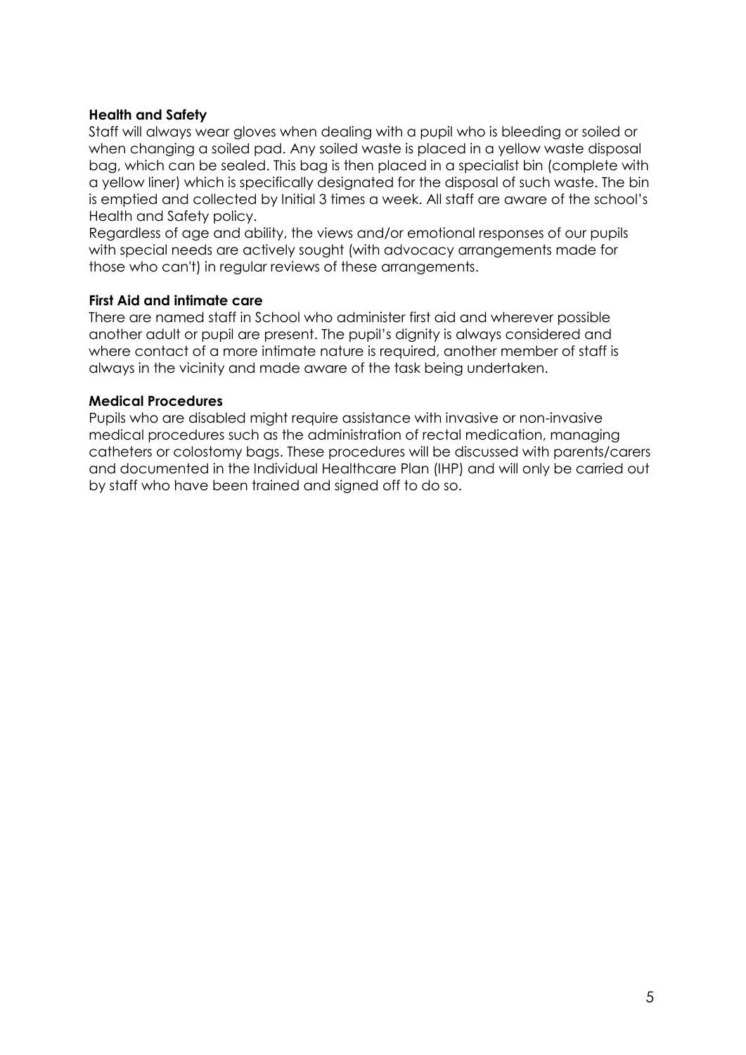**Health and Safety**

Staff will always wear gloves when dealing with a pupil who is bleeding or soiled or when changing a soiled pad. Any soiled waste is placed in a yellow waste disposal bag, which can be sealed. This bag is then placed in a specialist bin (complete with a yellow liner) which is specifically designated for the disposal of such waste. The bin is emptied and collected by Initial 3 times a week. All staff are aware of the school's Health and Safety policy.

Regardless of age and ability, the views and/or emotional responses of our pupils with special needs are actively sought (with advocacy arrangements made for those who can't) in regular reviews of these arrangements.

**First Aid and intimate care**

There are named staff in School who administer first aid and wherever possible another adult or pupil are present. The pupil's dignity is always considered and where contact of a more intimate nature is required, another member of staff is always in the vicinity and made aware of the task being undertaken.

**Medical Procedures**

Pupils who are disabled might require assistance with invasive or non-invasive medical procedures such as the administration of rectal medication, managing catheters or colostomy bags. These procedures will be discussed with parents/carers and documented in the Individual Healthcare Plan (IHP) and will only be carried out by staff who have been trained and signed off to do so.